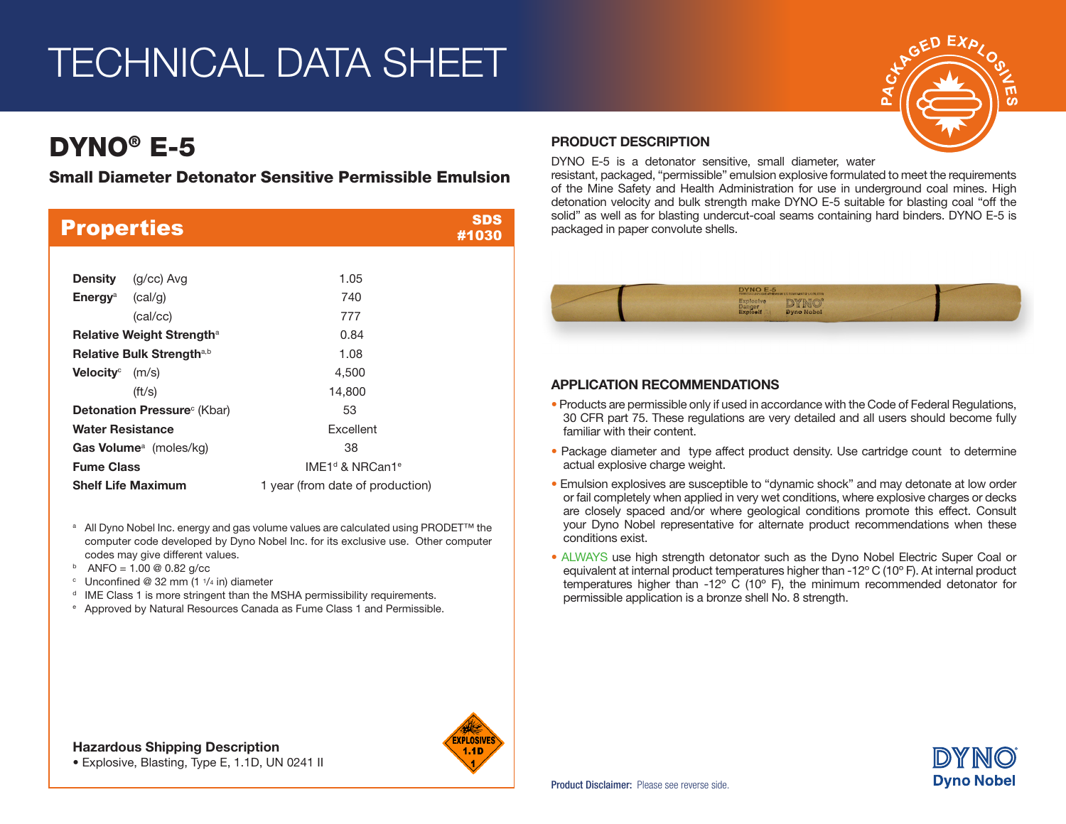# TECHNICAL DATA SHEET

## DYNO® E-5

### Small Diameter Detonator Sensitive Permissible Emulsion

## Properties

SDS #1030

| Property | | Value |
|---|---|---|
| **Density** | (g/cc) Avg | 1.05 |
| **Energy**[a] | (cal/g) | 740 |
| | (cal/cc) | 777 |
| **Relative Weight Strength**[a] | | 0.84 |
| **Relative Bulk Strength**[a,b] | | 1.08 |
| **Velocity**[c] | (m/s) | 4,500 |
| | (ft/s) | 14,800 |
| **Detonation Pressure**[c] (Kbar) | | 53 |
| **Water Resistance** | | Excellent |
| **Gas Volume**[a] (moles/kg) | | 38 |
| **Fume Class** | | IME1[d] & NRCan1[e] |
| **Shelf Life Maximum** | | 1 year (from date of production) |

[a] All Dyno Nobel Inc. energy and gas volume values are calculated using PRODET™ the computer code developed by Dyno Nobel Inc. for its exclusive use. Other computer codes may give different values.

[b] ANFO = 1.00 @ 0.82 g/cc

[c] Unconfined @ 32 mm (1 1/4 in) diameter

[d] IME Class 1 is more stringent than the MSHA permissibility requirements.

[e] Approved by Natural Resources Canada as Fume Class 1 and Permissible.

**Hazardous Shipping Description**

- Explosive, Blasting, Type E, 1.1D, UN 0241 II

EXPLOSIVES 1.1D 1

## PRODUCT DESCRIPTION

DYNO E-5 is a detonator sensitive, small diameter, water resistant, packaged, "permissible" emulsion explosive formulated to meet the requirements of the Mine Safety and Health Administration for use in underground coal mines. High detonation velocity and bulk strength make DYNO E-5 suitable for blasting coal "off the solid" as well as for blasting undercut-coal seams containing hard binders. DYNO E-5 is packaged in paper convolute shells.

## APPLICATION RECOMMENDATIONS

- Products are permissible only if used in accordance with the Code of Federal Regulations, 30 CFR part 75. These regulations are very detailed and all users should become fully familiar with their content.
- Package diameter and type affect product density. Use cartridge count to determine actual explosive charge weight.
- Emulsion explosives are susceptible to "dynamic shock" and may detonate at low order or fail completely when applied in very wet conditions, where explosive charges or decks are closely spaced and/or where geological conditions promote this effect. Consult your Dyno Nobel representative for alternate product recommendations when these conditions exist.
- ALWAYS use high strength detonator such as the Dyno Nobel Electric Super Coal or equivalent at internal product temperatures higher than -12º C (10º F). At internal product temperatures higher than -12º C (10º F), the minimum recommended detonator for permissible application is a bronze shell No. 8 strength.

**Product Disclaimer:** Please see reverse side.

DYNO Dyno Nobel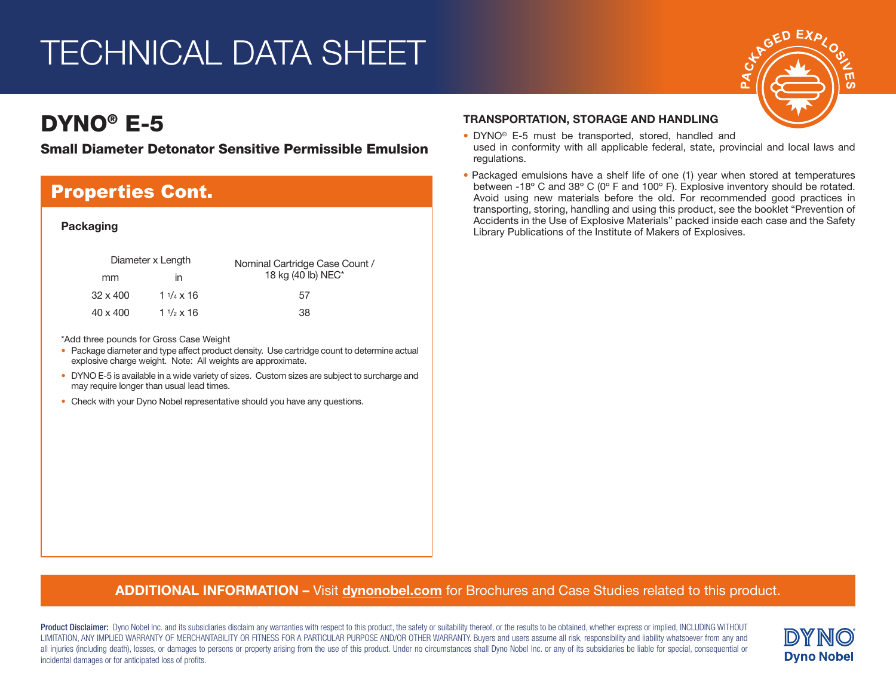# TECHNICAL DATA SHEET

## DYNO® E-5

**Small Diameter Detonator Sensitive Permissible Emulsion**

## Properties Cont.

### Packaging

| Diameter x Length | | Nominal Cartridge Case Count / 18 kg (40 lb) NEC* |
|---|---|---|
| mm | in | |
| 32 x 400 | 1 1/4 x 16 | 57 |
| 40 x 400 | 1 1/2 x 16 | 38 |

*Add three pounds for Gross Case Weight

- Package diameter and type affect product density. Use cartridge count to determine actual explosive charge weight. Note: All weights are approximate.
- DYNO E-5 is available in a wide variety of sizes. Custom sizes are subject to surcharge and may require longer than usual lead times.
- Check with your Dyno Nobel representative should you have any questions.

### TRANSPORTATION, STORAGE AND HANDLING

- DYNO® E-5 must be transported, stored, handled and used in conformity with all applicable federal, state, provincial and local laws and regulations.
- Packaged emulsions have a shelf life of one (1) year when stored at temperatures between -18º C and 38º C (0º F and 100º F). Explosive inventory should be rotated. Avoid using new materials before the old. For recommended good practices in transporting, storing, handling and using this product, see the booklet "Prevention of Accidents in the Use of Explosive Materials" packed inside each case and the Safety Library Publications of the Institute of Makers of Explosives.

**ADDITIONAL INFORMATION –** Visit **dynonobel.com** for Brochures and Case Studies related to this product.

**Product Disclaimer:** Dyno Nobel Inc. and its subsidiaries disclaim any warranties with respect to this product, the safety or suitability thereof, or the results to be obtained, whether express or implied, INCLUDING WITHOUT LIMITATION, ANY IMPLIED WARRANTY OF MERCHANTABILITY OR FITNESS FOR A PARTICULAR PURPOSE AND/OR OTHER WARRANTY. Buyers and users assume all risk, responsibility and liability whatsoever from any and all injuries (including death), losses, or damages to persons or property arising from the use of this product. Under no circumstances shall Dyno Nobel Inc. or any of its subsidiaries be liable for special, consequential or incidental damages or for anticipated loss of profits.